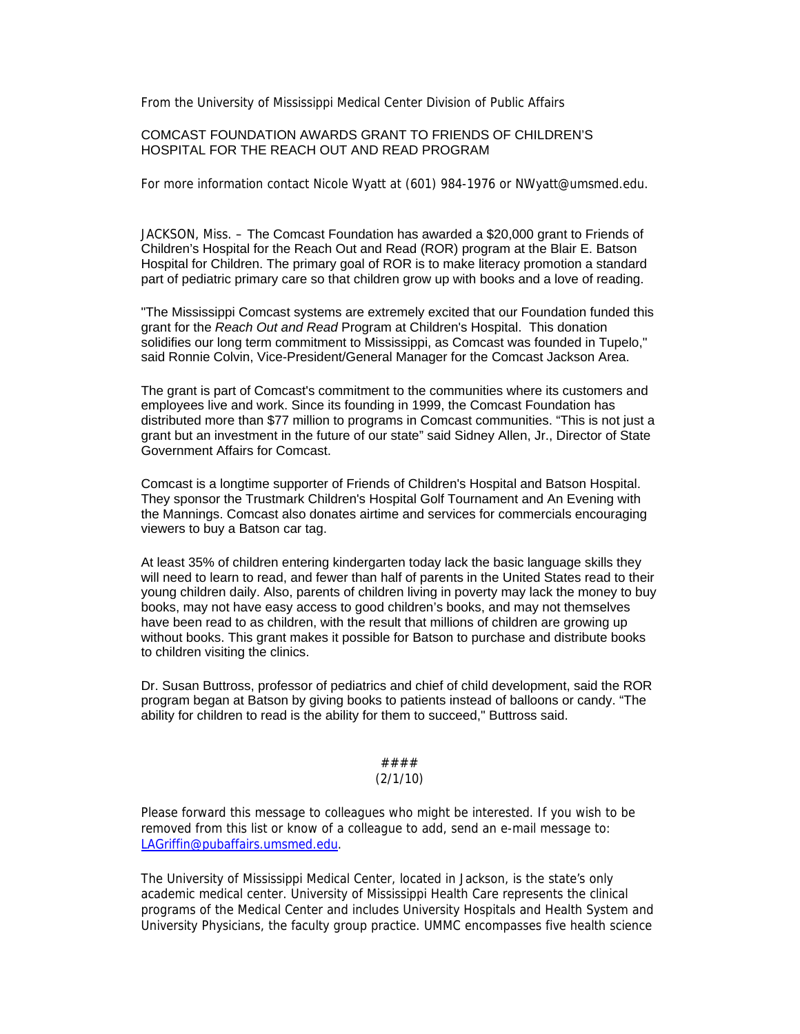From the University of Mississippi Medical Center Division of Public Affairs

# COMCAST FOUNDATION AWARDS GRANT TO FRIENDS OF CHILDREN'S HOSPITAL FOR THE REACH OUT AND READ PROGRAM

For more information contact Nicole Wyatt at (601) 984-1976 or NWyatt@umsmed.edu.

JACKSON, Miss. – The Comcast Foundation has awarded a $20,000 grant to Friends of Children's Hospital for the Reach Out and Read (ROR) program at the Blair E. Batson Hospital for Children. The primary goal of ROR is to make literacy promotion a standard part of pediatric primary care so that children grow up with books and a love of reading.

"The Mississippi Comcast systems are extremely excited that our Foundation funded this grant for the *Reach Out and Read* Program at Children's Hospital. This donation solidifies our long term commitment to Mississippi, as Comcast was founded in Tupelo," said Ronnie Colvin, Vice-President/General Manager for the Comcast Jackson Area.

The grant is part of Comcast's commitment to the communities where its customers and employees live and work. Since its founding in 1999, the Comcast Foundation has distributed more than $77 million to programs in Comcast communities. "This is not just a grant but an investment in the future of our state" said Sidney Allen, Jr., Director of State Government Affairs for Comcast.

Comcast is a longtime supporter of Friends of Children's Hospital and Batson Hospital. They sponsor the Trustmark Children's Hospital Golf Tournament and An Evening with the Mannings. Comcast also donates airtime and services for commercials encouraging viewers to buy a Batson car tag.

At least 35% of children entering kindergarten today lack the basic language skills they will need to learn to read, and fewer than half of parents in the United States read to their young children daily. Also, parents of children living in poverty may lack the money to buy books, may not have easy access to good children's books, and may not themselves have been read to as children, with the result that millions of children are growing up without books. This grant makes it possible for Batson to purchase and distribute books to children visiting the clinics.

Dr. Susan Buttross, professor of pediatrics and chief of child development, said the ROR program began at Batson by giving books to patients instead of balloons or candy. "The ability for children to read is the ability for them to succeed," Buttross said.

####

(2/1/10)

Please forward this message to colleagues who might be interested. If you wish to be removed from this list or know of a colleague to add, send an e-mail message to: LAGriffin@pubaffairs.umsmed.edu.

The University of Mississippi Medical Center, located in Jackson, is the state's only academic medical center. University of Mississippi Health Care represents the clinical programs of the Medical Center and includes University Hospitals and Health System and University Physicians, the faculty group practice. UMMC encompasses five health science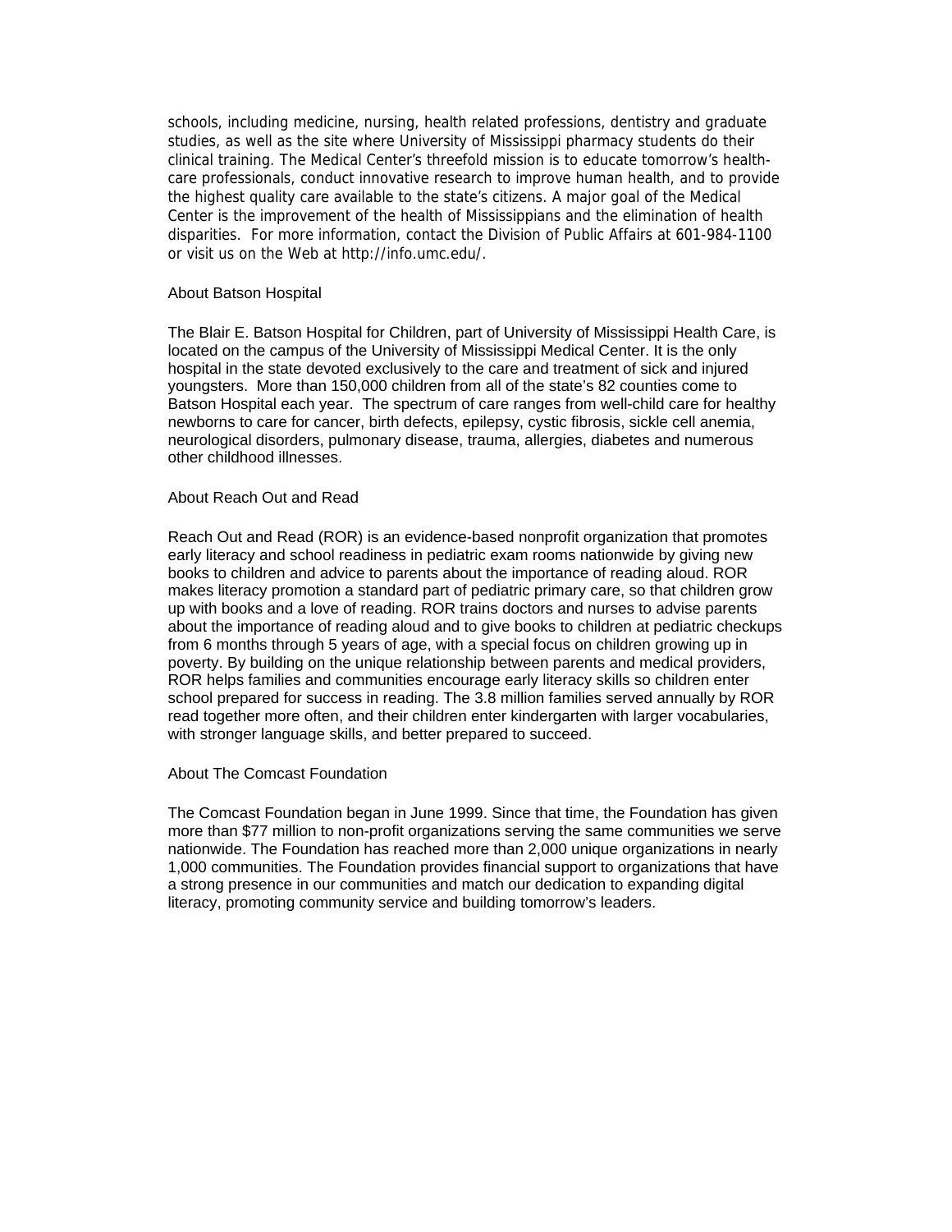schools, including medicine, nursing, health related professions, dentistry and graduate studies, as well as the site where University of Mississippi pharmacy students do their clinical training. The Medical Center's threefold mission is to educate tomorrow's health-care professionals, conduct innovative research to improve human health, and to provide the highest quality care available to the state's citizens. A major goal of the Medical Center is the improvement of the health of Mississippians and the elimination of health disparities. For more information, contact the Division of Public Affairs at 601-984-1100 or visit us on the Web at http://info.umc.edu/.

## About Batson Hospital

The Blair E. Batson Hospital for Children, part of University of Mississippi Health Care, is located on the campus of the University of Mississippi Medical Center. It is the only hospital in the state devoted exclusively to the care and treatment of sick and injured youngsters. More than 150,000 children from all of the state's 82 counties come to Batson Hospital each year. The spectrum of care ranges from well-child care for healthy newborns to care for cancer, birth defects, epilepsy, cystic fibrosis, sickle cell anemia, neurological disorders, pulmonary disease, trauma, allergies, diabetes and numerous other childhood illnesses.

## About Reach Out and Read

Reach Out and Read (ROR) is an evidence-based nonprofit organization that promotes early literacy and school readiness in pediatric exam rooms nationwide by giving new books to children and advice to parents about the importance of reading aloud. ROR makes literacy promotion a standard part of pediatric primary care, so that children grow up with books and a love of reading. ROR trains doctors and nurses to advise parents about the importance of reading aloud and to give books to children at pediatric checkups from 6 months through 5 years of age, with a special focus on children growing up in poverty. By building on the unique relationship between parents and medical providers, ROR helps families and communities encourage early literacy skills so children enter school prepared for success in reading. The 3.8 million families served annually by ROR read together more often, and their children enter kindergarten with larger vocabularies, with stronger language skills, and better prepared to succeed.

## About The Comcast Foundation

The Comcast Foundation began in June 1999. Since that time, the Foundation has given more than $77 million to non-profit organizations serving the same communities we serve nationwide. The Foundation has reached more than 2,000 unique organizations in nearly 1,000 communities. The Foundation provides financial support to organizations that have a strong presence in our communities and match our dedication to expanding digital literacy, promoting community service and building tomorrow's leaders.